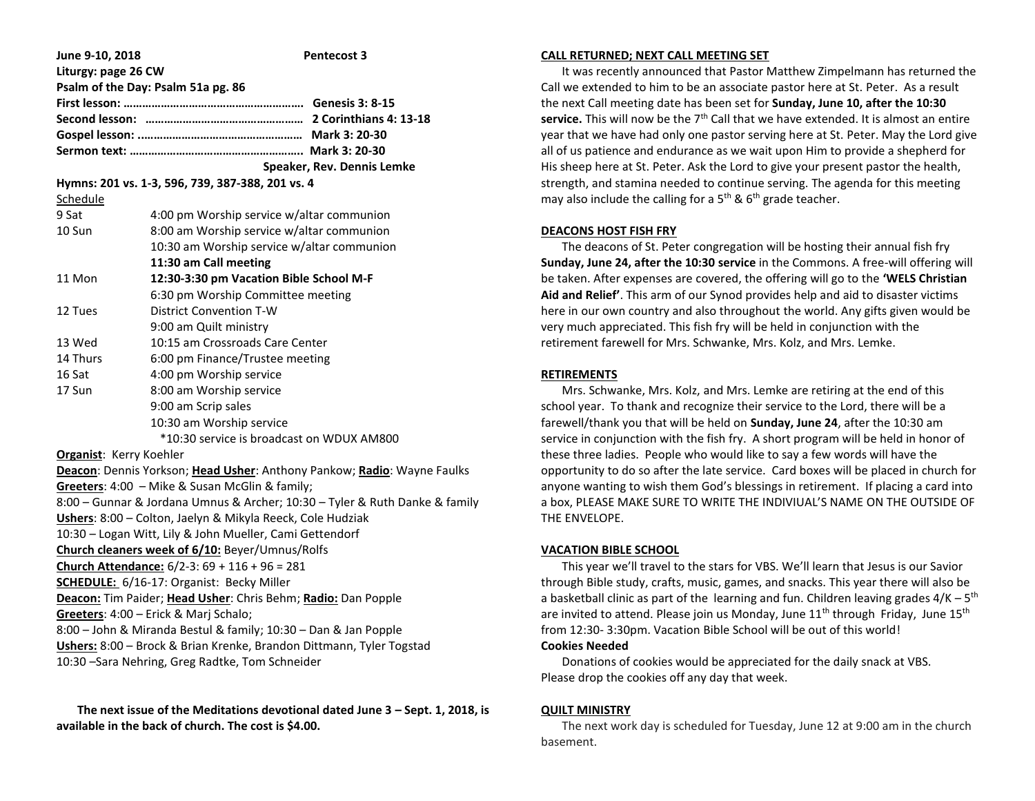**June 9-10, 2018** **Pentecost 3**

**Liturgy: page 26 CW**

**Psalm of the Day: Psalm 51a pg. 86**

**First lesson: ………………………………………………… Genesis 3: 8-15**

**Second lesson: …………………………………………… 2 Corinthians 4: 13-18**

**Gospel lesson: ............................................. Mark 3: 20-30**

**Sermon text: ……………………………………………… Mark 3: 20-30**

**Speaker, Rev. Dennis Lemke**

**Hymns: 201 vs. 1-3, 596, 739, 387-388, 201 vs. 4**

Schedule

| | |
|---|---|
| 9 Sat | 4:00 pm Worship service w/altar communion |
| 10 Sun | 8:00 am Worship service w/altar communion |
| | 10:30 am Worship service w/altar communion |
| | **11:30 am Call meeting** |
| 11 Mon | **12:30-3:30 pm Vacation Bible School M-F** |
| | 6:30 pm Worship Committee meeting |
| 12 Tues | District Convention T-W |
| | 9:00 am Quilt ministry |
| 13 Wed | 10:15 am Crossroads Care Center |
| 14 Thurs | 6:00 pm Finance/Trustee meeting |
| 16 Sat | 4:00 pm Worship service |
| 17 Sun | 8:00 am Worship service |
| | 9:00 am Scrip sales |
| | 10:30 am Worship service |
| | *10:30 service is broadcast on WDUX AM800 |

**Organist**: Kerry Koehler

**Deacon**: Dennis Yorkson; **Head Usher**: Anthony Pankow; **Radio**: Wayne Faulks

**Greeters**: 4:00 – Mike & Susan McGlin & family;
8:00 – Gunnar & Jordana Umnus & Archer; 10:30 – Tyler & Ruth Danke & family

**Ushers**: 8:00 – Colton, Jaelyn & Mikyla Reeck, Cole Hudziak
10:30 – Logan Witt, Lily & John Mueller, Cami Gettendorf

**Church cleaners week of 6/10:** Beyer/Umnus/Rolfs

**Church Attendance:** 6/2-3: 69 + 116 + 96 = 281

**SCHEDULE:** 6/16-17: Organist: Becky Miller

**Deacon:** Tim Paider; **Head Usher**: Chris Behm; **Radio:** Dan Popple

**Greeters**: 4:00 – Erick & Marj Schalo;
8:00 – John & Miranda Bestul & family; 10:30 – Dan & Jan Popple

**Ushers:** 8:00 – Brock & Brian Krenke, Brandon Dittmann, Tyler Togstad
10:30 –Sara Nehring, Greg Radtke, Tom Schneider

**The next issue of the Meditations devotional dated June 3 – Sept. 1, 2018, is available in the back of church. The cost is $4.00.**

## CALL RETURNED; NEXT CALL MEETING SET

It was recently announced that Pastor Matthew Zimpelmann has returned the Call we extended to him to be an associate pastor here at St. Peter. As a result the next Call meeting date has been set for **Sunday, June 10, after the 10:30 service.** This will now be the 7th Call that we have extended. It is almost an entire year that we have had only one pastor serving here at St. Peter. May the Lord give all of us patience and endurance as we wait upon Him to provide a shepherd for His sheep here at St. Peter. Ask the Lord to give your present pastor the health, strength, and stamina needed to continue serving. The agenda for this meeting may also include the calling for a 5th & 6th grade teacher.

## DEACONS HOST FISH FRY

The deacons of St. Peter congregation will be hosting their annual fish fry **Sunday, June 24, after the 10:30 service** in the Commons. A free-will offering will be taken. After expenses are covered, the offering will go to the **'WELS Christian Aid and Relief'**. This arm of our Synod provides help and aid to disaster victims here in our own country and also throughout the world. Any gifts given would be very much appreciated. This fish fry will be held in conjunction with the retirement farewell for Mrs. Schwanke, Mrs. Kolz, and Mrs. Lemke.

## RETIREMENTS

Mrs. Schwanke, Mrs. Kolz, and Mrs. Lemke are retiring at the end of this school year. To thank and recognize their service to the Lord, there will be a farewell/thank you that will be held on **Sunday, June 24**, after the 10:30 am service in conjunction with the fish fry. A short program will be held in honor of these three ladies. People who would like to say a few words will have the opportunity to do so after the late service. Card boxes will be placed in church for anyone wanting to wish them God's blessings in retirement. If placing a card into a box, PLEASE MAKE SURE TO WRITE THE INDIVIUAL'S NAME ON THE OUTSIDE OF THE ENVELOPE.

## VACATION BIBLE SCHOOL

This year we'll travel to the stars for VBS. We'll learn that Jesus is our Savior through Bible study, crafts, music, games, and snacks. This year there will also be a basketball clinic as part of the learning and fun. Children leaving grades 4/K – 5th are invited to attend. Please join us Monday, June 11th through Friday, June 15th from 12:30- 3:30pm. Vacation Bible School will be out of this world!

**Cookies Needed**

Donations of cookies would be appreciated for the daily snack at VBS. Please drop the cookies off any day that week.

## QUILT MINISTRY

The next work day is scheduled for Tuesday, June 12 at 9:00 am in the church basement.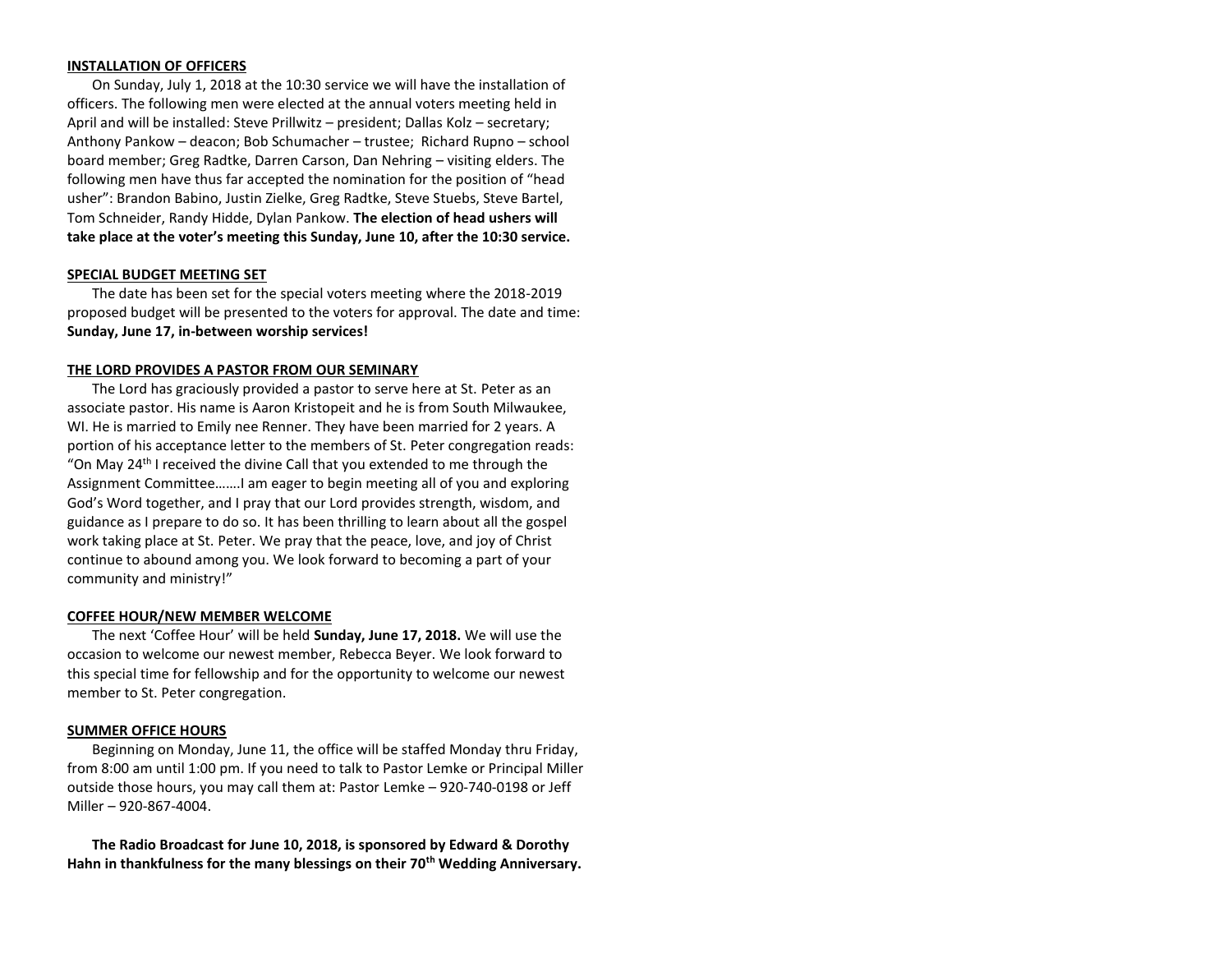**INSTALLATION OF OFFICERS**

On Sunday, July 1, 2018 at the 10:30 service we will have the installation of officers. The following men were elected at the annual voters meeting held in April and will be installed: Steve Prillwitz – president; Dallas Kolz – secretary; Anthony Pankow – deacon; Bob Schumacher – trustee; Richard Rupno – school board member; Greg Radtke, Darren Carson, Dan Nehring – visiting elders. The following men have thus far accepted the nomination for the position of "head usher": Brandon Babino, Justin Zielke, Greg Radtke, Steve Stuebs, Steve Bartel, Tom Schneider, Randy Hidde, Dylan Pankow. **The election of head ushers will take place at the voter's meeting this Sunday, June 10, after the 10:30 service.**

**SPECIAL BUDGET MEETING SET**

The date has been set for the special voters meeting where the 2018-2019 proposed budget will be presented to the voters for approval. The date and time: **Sunday, June 17, in-between worship services!**

**THE LORD PROVIDES A PASTOR FROM OUR SEMINARY**

The Lord has graciously provided a pastor to serve here at St. Peter as an associate pastor. His name is Aaron Kristopeit and he is from South Milwaukee, WI. He is married to Emily nee Renner. They have been married for 2 years. A portion of his acceptance letter to the members of St. Peter congregation reads: "On May 24th I received the divine Call that you extended to me through the Assignment Committee…….I am eager to begin meeting all of you and exploring God's Word together, and I pray that our Lord provides strength, wisdom, and guidance as I prepare to do so. It has been thrilling to learn about all the gospel work taking place at St. Peter. We pray that the peace, love, and joy of Christ continue to abound among you. We look forward to becoming a part of your community and ministry!"

**COFFEE HOUR/NEW MEMBER WELCOME**

The next 'Coffee Hour' will be held **Sunday, June 17, 2018.** We will use the occasion to welcome our newest member, Rebecca Beyer. We look forward to this special time for fellowship and for the opportunity to welcome our newest member to St. Peter congregation.

**SUMMER OFFICE HOURS**

Beginning on Monday, June 11, the office will be staffed Monday thru Friday, from 8:00 am until 1:00 pm. If you need to talk to Pastor Lemke or Principal Miller outside those hours, you may call them at: Pastor Lemke – 920-740-0198 or Jeff Miller – 920-867-4004.

**The Radio Broadcast for June 10, 2018, is sponsored by Edward & Dorothy Hahn in thankfulness for the many blessings on their 70th Wedding Anniversary.**